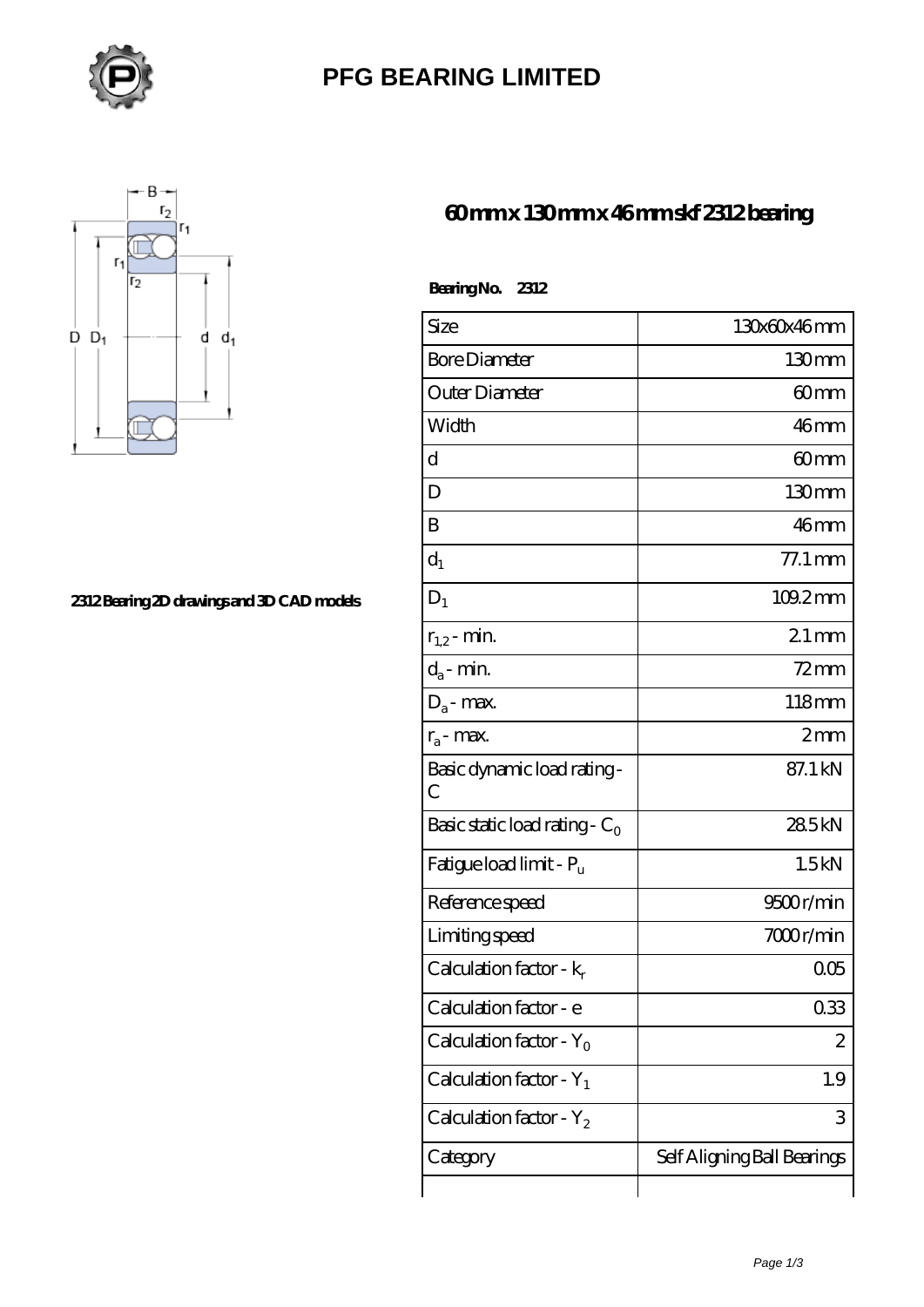# PFG BEARING LIMITED

## 60 mm x 130 mm x 46 mm skf 2312 bearing

2312 Bearing 2D drawings and 3D CAD models

**Bearing No. 2312**

| Size | 130x60x46 mm |
|---|---|
| Bore Diameter | 130 mm |
| Outer Diameter | 60 mm |
| Width | 46 mm |
| d | 60 mm |
| D | 130 mm |
| B | 46 mm |
| $d_1$ | 77.1 mm |
| $D_1$ | 109.2 mm |
| $r_{1,2}$ - min. | 2.1 mm |
| $d_a$ - min. | 72 mm |
| $D_a$ - max. | 118 mm |
| $r_a$ - max. | 2 mm |
| Basic dynamic load rating - C | 87.1 kN |
| Basic static load rating - $C_0$ | 28.5 kN |
| Fatigue load limit - $P_u$ | 1.5 kN |
| Reference speed | 9500 r/min |
| Limiting speed | 7000 r/min |
| Calculation factor - $k_r$ | 0.05 |
| Calculation factor - e | 0.33 |
| Calculation factor - $Y_0$ | 2 |
| Calculation factor - $Y_1$ | 1.9 |
| Calculation factor - $Y_2$ | 3 |
| Category | Self Aligning Ball Bearings |
| | |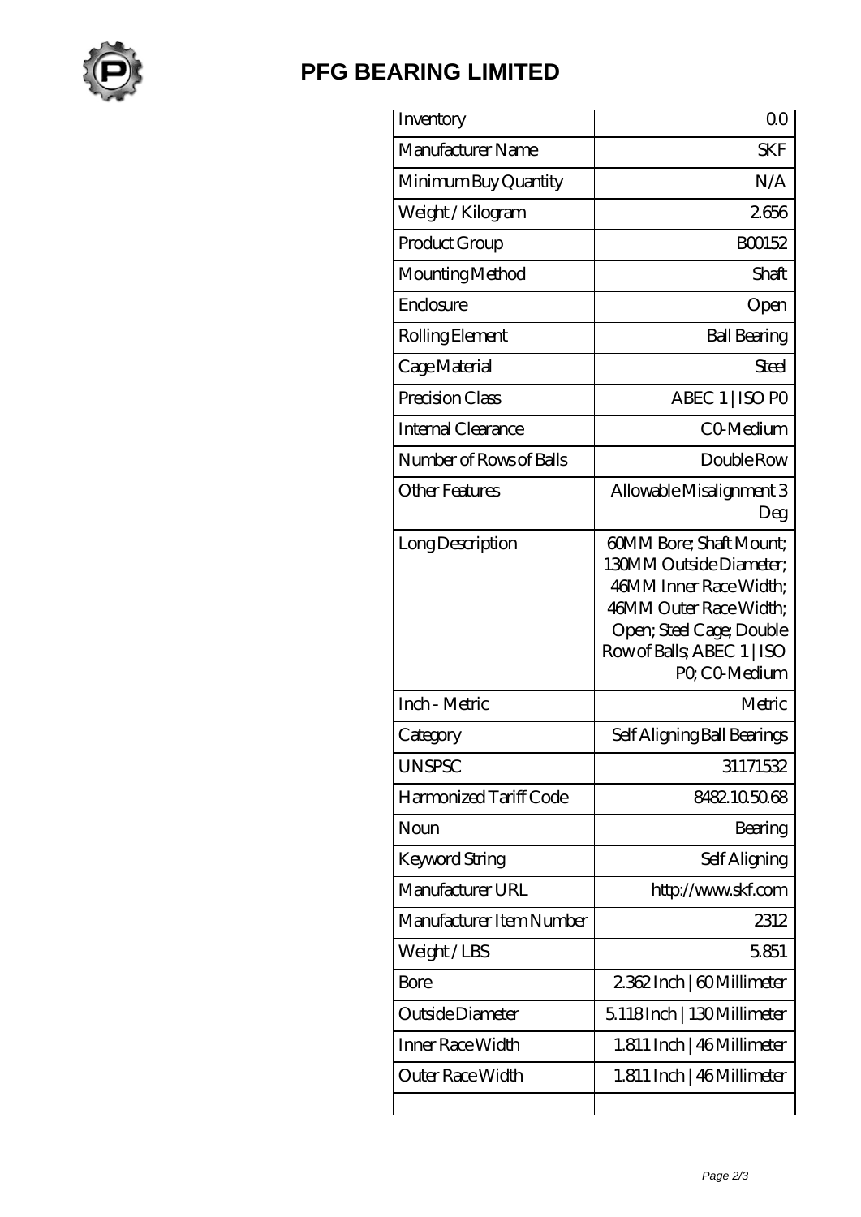# PFG BEARING LIMITED

| | |
|---|---|
| Inventory | 0.0 |
| Manufacturer Name | SKF |
| Minimum Buy Quantity | N/A |
| Weight / Kilogram | 2.656 |
| Product Group | B00152 |
| Mounting Method | Shaft |
| Enclosure | Open |
| Rolling Element | Ball Bearing |
| Cage Material | Steel |
| Precision Class | ABEC 1 \| ISO P0 |
| Internal Clearance | C0-Medium |
| Number of Rows of Balls | Double Row |
| Other Features | Allowable Misalignment 3 Deg |
| Long Description | 60MM Bore; Shaft Mount; 130MM Outside Diameter; 46MM Inner Race Width; 46MM Outer Race Width; Open; Steel Cage; Double Row of Balls; ABEC 1 \| ISO P0; C0-Medium |
| Inch - Metric | Metric |
| Category | Self Aligning Ball Bearings |
| UNSPSC | 31171532 |
| Harmonized Tariff Code | 8482.10.50.68 |
| Noun | Bearing |
| Keyword String | Self Aligning |
| Manufacturer URL | http://www.skf.com |
| Manufacturer Item Number | 2312 |
| Weight / LBS | 5.851 |
| Bore | 2.362 Inch \| 60 Millimeter |
| Outside Diameter | 5.118 Inch \| 130 Millimeter |
| Inner Race Width | 1.811 Inch \| 46 Millimeter |
| Outer Race Width | 1.811 Inch \| 46 Millimeter |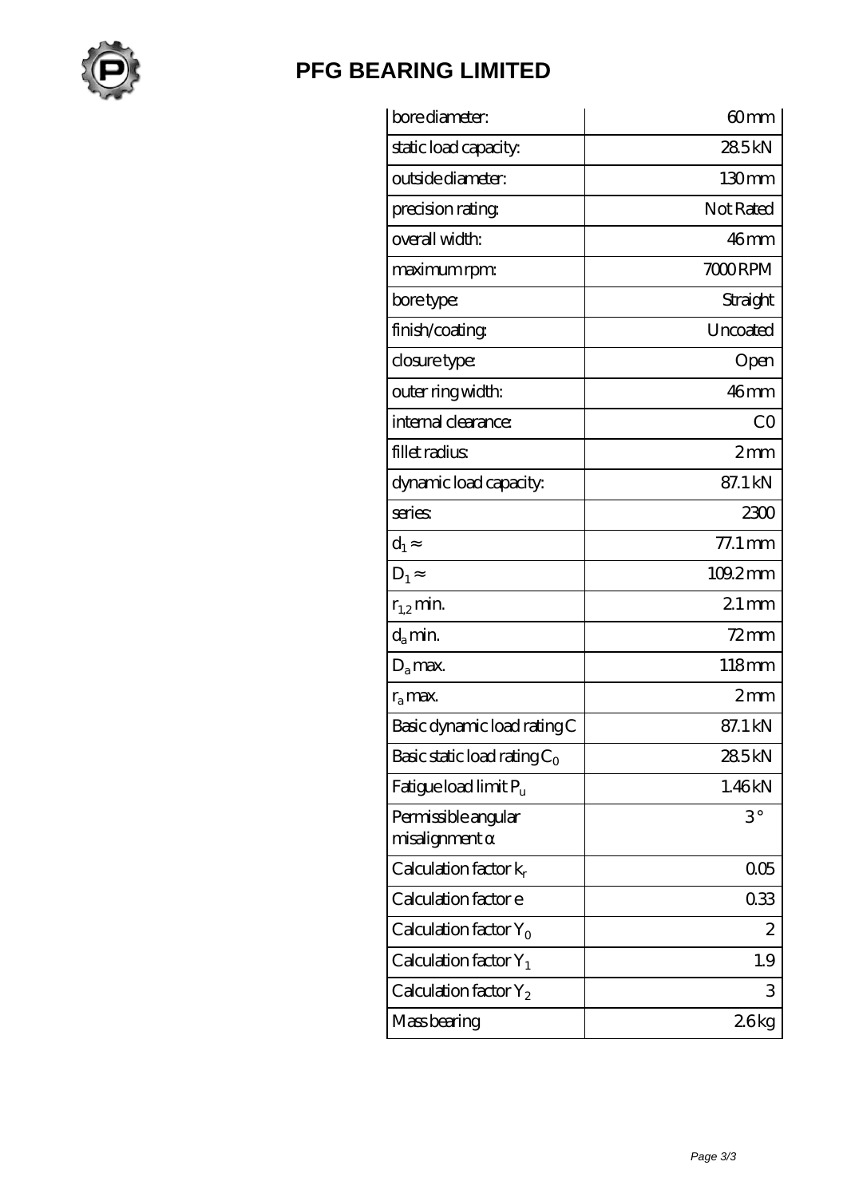# PFG BEARING LIMITED

| | |
|---|---|
| bore diameter: | 60 mm |
| static load capacity: | 28.5 kN |
| outside diameter: | 130 mm |
| precision rating: | Not Rated |
| overall width: | 46 mm |
| maximum rpm: | 7000 RPM |
| bore type: | Straight |
| finish/coating: | Uncoated |
| closure type: | Open |
| outer ring width: | 46 mm |
| internal clearance: | C0 |
| fillet radius: | 2 mm |
| dynamic load capacity: | 87.1 kN |
| series: | 2300 |
| $d_1 \approx$ | 77.1 mm |
| $D_1 \approx$ | 109.2 mm |
| $r_{1,2}$ min. | 2.1 mm |
| $d_a$ min. | 72 mm |
| $D_a$ max. | 118 mm |
| $r_a$ max. | 2 mm |
| Basic dynamic load rating C | 87.1 kN |
| Basic static load rating $C_0$ | 28.5 kN |
| Fatigue load limit $P_u$ | 1.46 kN |
| Permissible angular misalignment α | 3 ° |
| Calculation factor $k_r$ | 0.05 |
| Calculation factor e | 0.33 |
| Calculation factor $Y_0$ | 2 |
| Calculation factor $Y_1$ | 1.9 |
| Calculation factor $Y_2$ | 3 |
| Mass bearing | 2.6 kg |